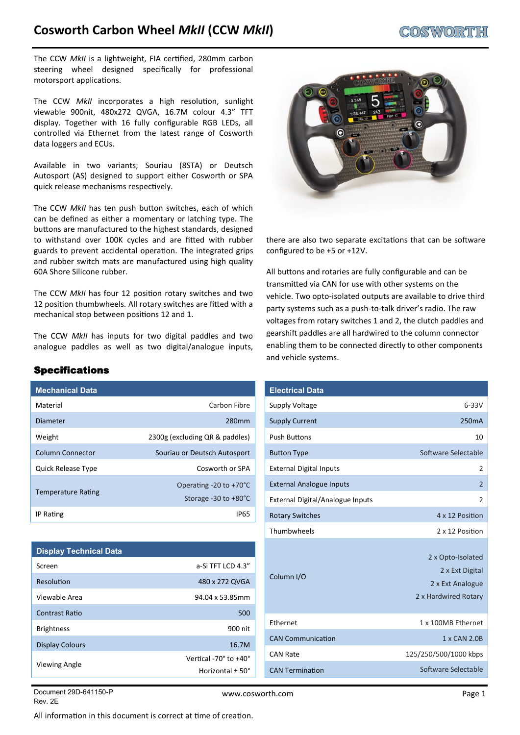# Cosworth Carbon Wheel *MkII* (CCW *MkII*)

The CCW *MkII* is a lightweight, FIA certified, 280mm carbon steering wheel designed specifically for professional motorsport applications.

The CCW *MkII* incorporates a high resolution, sunlight viewable 900nit, 480x272 QVGA, 16.7M colour 4.3" TFT display. Together with 16 fully configurable RGB LEDs, all controlled via Ethernet from the latest range of Cosworth data loggers and ECUs.

Available in two variants; Souriau (8STA) or Deutsch Autosport (AS) designed to support either Cosworth or SPA quick release mechanisms respectively.

The CCW *MkII* has ten push button switches, each of which can be defined as either a momentary or latching type. The buttons are manufactured to the highest standards, designed to withstand over 100K cycles and are fitted with rubber guards to prevent accidental operation. The integrated grips and rubber switch mats are manufactured using high quality 60A Shore Silicone rubber.

The CCW *MkII* has four 12 position rotary switches and two 12 position thumbwheels. All rotary switches are fitted with a mechanical stop between positions 12 and 1.

The CCW *MkII* has inputs for two digital paddles and two analogue paddles as well as two digital/analogue inputs, there are also two separate excitations that can be software configured to be +5 or +12V.

All buttons and rotaries are fully configurable and can be transmitted via CAN for use with other systems on the vehicle. Two opto-isolated outputs are available to drive third party systems such as a push-to-talk driver's radio. The raw voltages from rotary switches 1 and 2, the clutch paddles and gearshift paddles are all hardwired to the column connector enabling them to be connected directly to other components and vehicle systems.

## Specifications

| Mechanical Data | |
|---|---|
| Material | Carbon Fibre |
| Diameter | 280mm |
| Weight | 2300g (excluding QR & paddles) |
| Column Connector | Souriau or Deutsch Autosport |
| Quick Release Type | Cosworth or SPA |
| Temperature Rating | Operating -20 to +70°C<br>Storage -30 to +80°C |
| IP Rating | IP65 |

| Display Technical Data | |
|---|---|
| Screen | a-Si TFT LCD 4.3" |
| Resolution | 480 x 272 QVGA |
| Viewable Area | 94.04 x 53.85mm |
| Contrast Ratio | 500 |
| Brightness | 900 nit |
| Display Colours | 16.7M |
| Viewing Angle | Vertical -70° to +40°<br>Horizontal ± 50° |

| Electrical Data | |
|---|---|
| Supply Voltage | 6-33V |
| Supply Current | 250mA |
| Push Buttons | 10 |
| Button Type | Software Selectable |
| External Digital Inputs | 2 |
| External Analogue Inputs | 2 |
| External Digital/Analogue Inputs | 2 |
| Rotary Switches | 4 x 12 Position |
| Thumbwheels | 2 x 12 Position |
| Column I/O | 2 x Opto-Isolated<br>2 x Ext Digital<br>2 x Ext Analogue<br>2 x Hardwired Rotary |
| Ethernet | 1 x 100MB Ethernet |
| CAN Communication | 1 x CAN 2.0B |
| CAN Rate | 125/250/500/1000 kbps |
| CAN Termination | Software Selectable |

Document 29D-641150-P
Rev. 2E

All information in this document is correct at time of creation.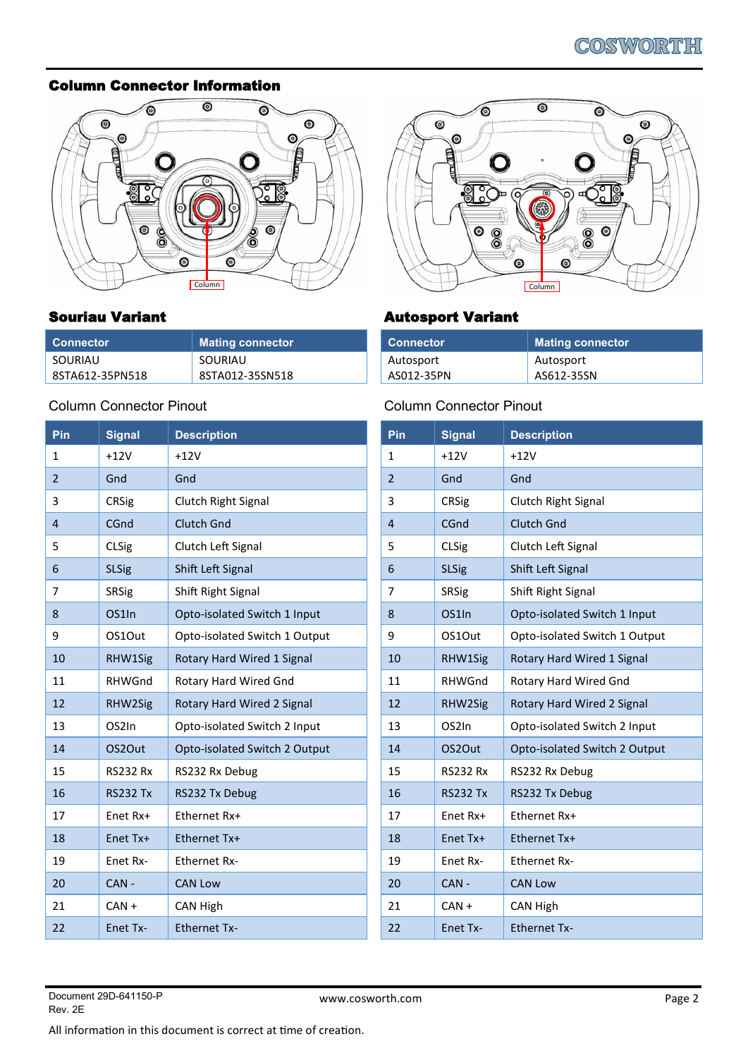## Column Connector Information

### Souriau Variant

| Connector | Mating connector |
|---|---|
| SOURIAU 8STA612-35PN518 | SOURIAU 8STA012-35SN518 |

Column Connector Pinout

| Pin | Signal | Description |
|---|---|---|
| 1 | +12V | +12V |
| 2 | Gnd | Gnd |
| 3 | CRSig | Clutch Right Signal |
| 4 | CGnd | Clutch Gnd |
| 5 | CLSig | Clutch Left Signal |
| 6 | SLSig | Shift Left Signal |
| 7 | SRSig | Shift Right Signal |
| 8 | OS1In | Opto-isolated Switch 1 Input |
| 9 | OS1Out | Opto-isolated Switch 1 Output |
| 10 | RHW1Sig | Rotary Hard Wired 1 Signal |
| 11 | RHWGnd | Rotary Hard Wired Gnd |
| 12 | RHW2Sig | Rotary Hard Wired 2 Signal |
| 13 | OS2In | Opto-isolated Switch 2 Input |
| 14 | OS2Out | Opto-isolated Switch 2 Output |
| 15 | RS232 Rx | RS232 Rx Debug |
| 16 | RS232 Tx | RS232 Tx Debug |
| 17 | Enet Rx+ | Ethernet Rx+ |
| 18 | Enet Tx+ | Ethernet Tx+ |
| 19 | Enet Rx- | Ethernet Rx- |
| 20 | CAN - | CAN Low |
| 21 | CAN + | CAN High |
| 22 | Enet Tx- | Ethernet Tx- |

### Autosport Variant

| Connector | Mating connector |
|---|---|
| Autosport AS012-35PN | Autosport AS612-35SN |

Column Connector Pinout

| Pin | Signal | Description |
|---|---|---|
| 1 | +12V | +12V |
| 2 | Gnd | Gnd |
| 3 | CRSig | Clutch Right Signal |
| 4 | CGnd | Clutch Gnd |
| 5 | CLSig | Clutch Left Signal |
| 6 | SLSig | Shift Left Signal |
| 7 | SRSig | Shift Right Signal |
| 8 | OS1In | Opto-isolated Switch 1 Input |
| 9 | OS1Out | Opto-isolated Switch 1 Output |
| 10 | RHW1Sig | Rotary Hard Wired 1 Signal |
| 11 | RHWGnd | Rotary Hard Wired Gnd |
| 12 | RHW2Sig | Rotary Hard Wired 2 Signal |
| 13 | OS2In | Opto-isolated Switch 2 Input |
| 14 | OS2Out | Opto-isolated Switch 2 Output |
| 15 | RS232 Rx | RS232 Rx Debug |
| 16 | RS232 Tx | RS232 Tx Debug |
| 17 | Enet Rx+ | Ethernet Rx+ |
| 18 | Enet Tx+ | Ethernet Tx+ |
| 19 | Enet Rx- | Ethernet Rx- |
| 20 | CAN - | CAN Low |
| 21 | CAN + | CAN High |
| 22 | Enet Tx- | Ethernet Tx- |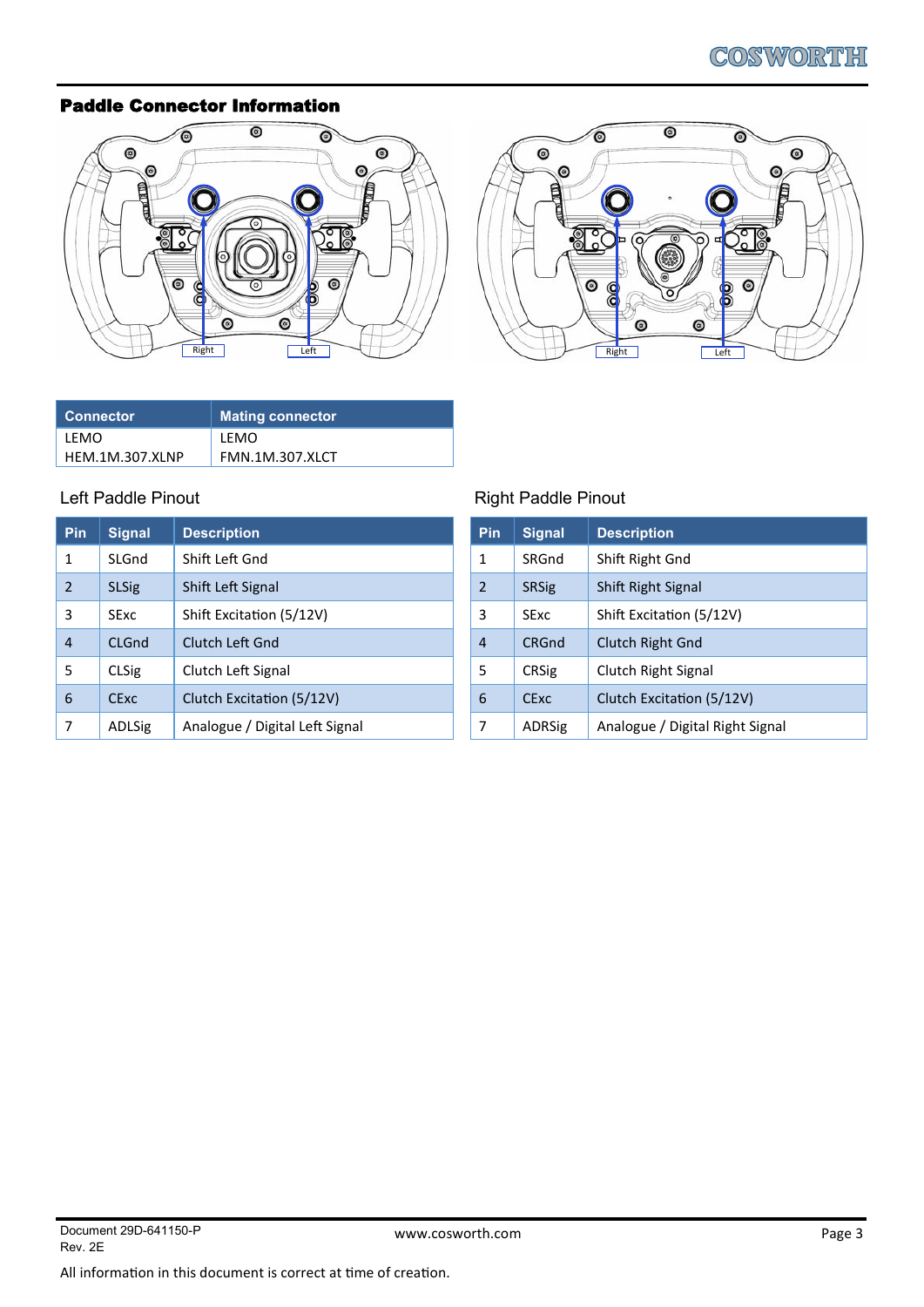## Paddle Connector Information

Right Left

Right Left

| Connector | Mating connector |
|---|---|
| LEMO<br>HEM.1M.307.XLNP | LEMO<br>FMN.1M.307.XLCT |

Left Paddle Pinout

| Pin | Signal | Description |
|---|---|---|
| 1 | SLGnd | Shift Left Gnd |
| 2 | SLSig | Shift Left Signal |
| 3 | SExc | Shift Excitation (5/12V) |
| 4 | CLGnd | Clutch Left Gnd |
| 5 | CLSig | Clutch Left Signal |
| 6 | CExc | Clutch Excitation (5/12V) |
| 7 | ADLSig | Analogue / Digital Left Signal |

Right Paddle Pinout

| Pin | Signal | Description |
|---|---|---|
| 1 | SRGnd | Shift Right Gnd |
| 2 | SRSig | Shift Right Signal |
| 3 | SExc | Shift Excitation (5/12V) |
| 4 | CRGnd | Clutch Right Gnd |
| 5 | CRSig | Clutch Right Signal |
| 6 | CExc | Clutch Excitation (5/12V) |
| 7 | ADRSig | Analogue / Digital Right Signal |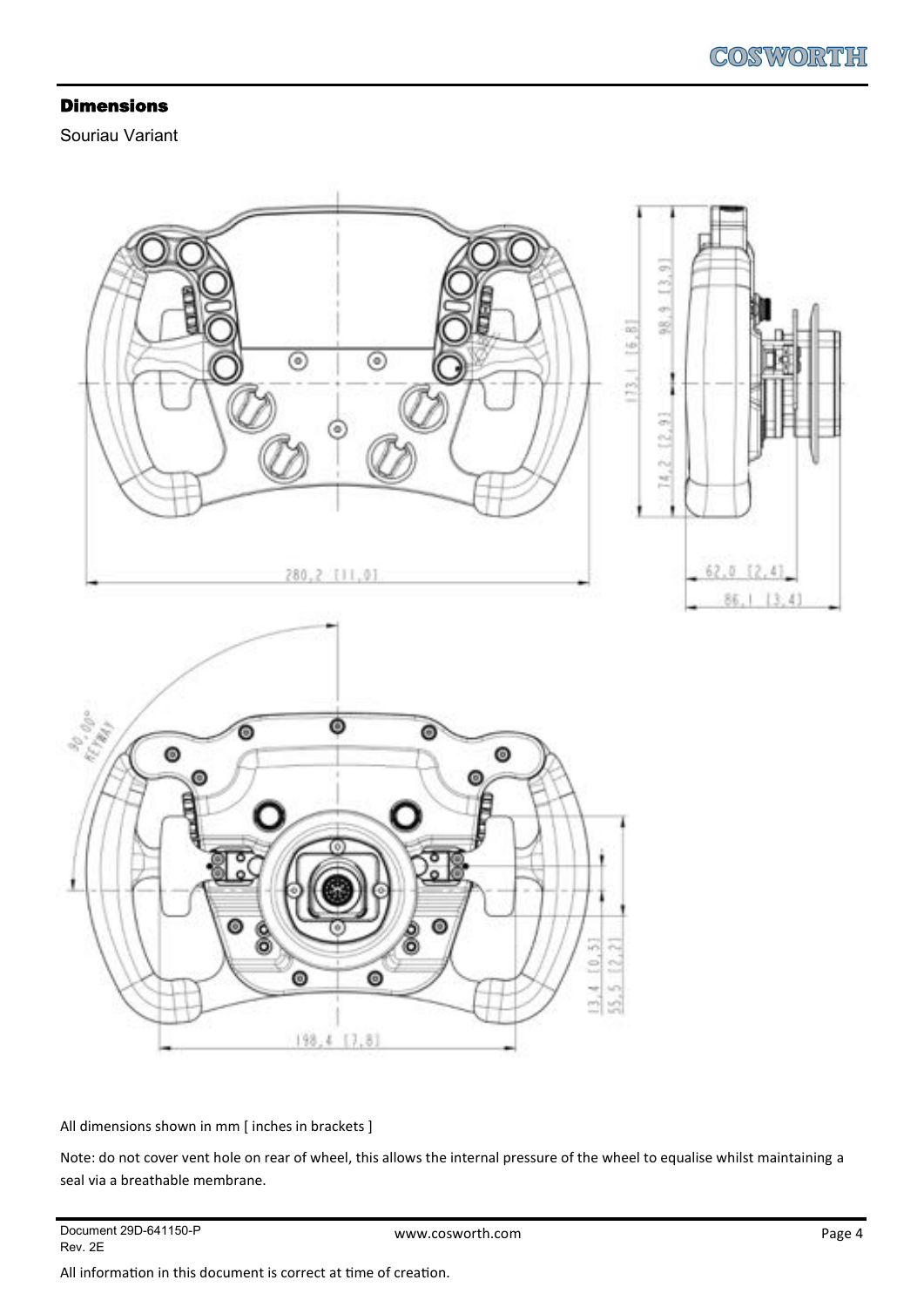## Dimensions

Souriau Variant

All dimensions shown in mm [ inches in brackets ]

Note: do not cover vent hole on rear of wheel, this allows the internal pressure of the wheel to equalise whilst maintaining a seal via a breathable membrane.

Document 29D-641150-P
Rev. 2E

All information in this document is correct at time of creation.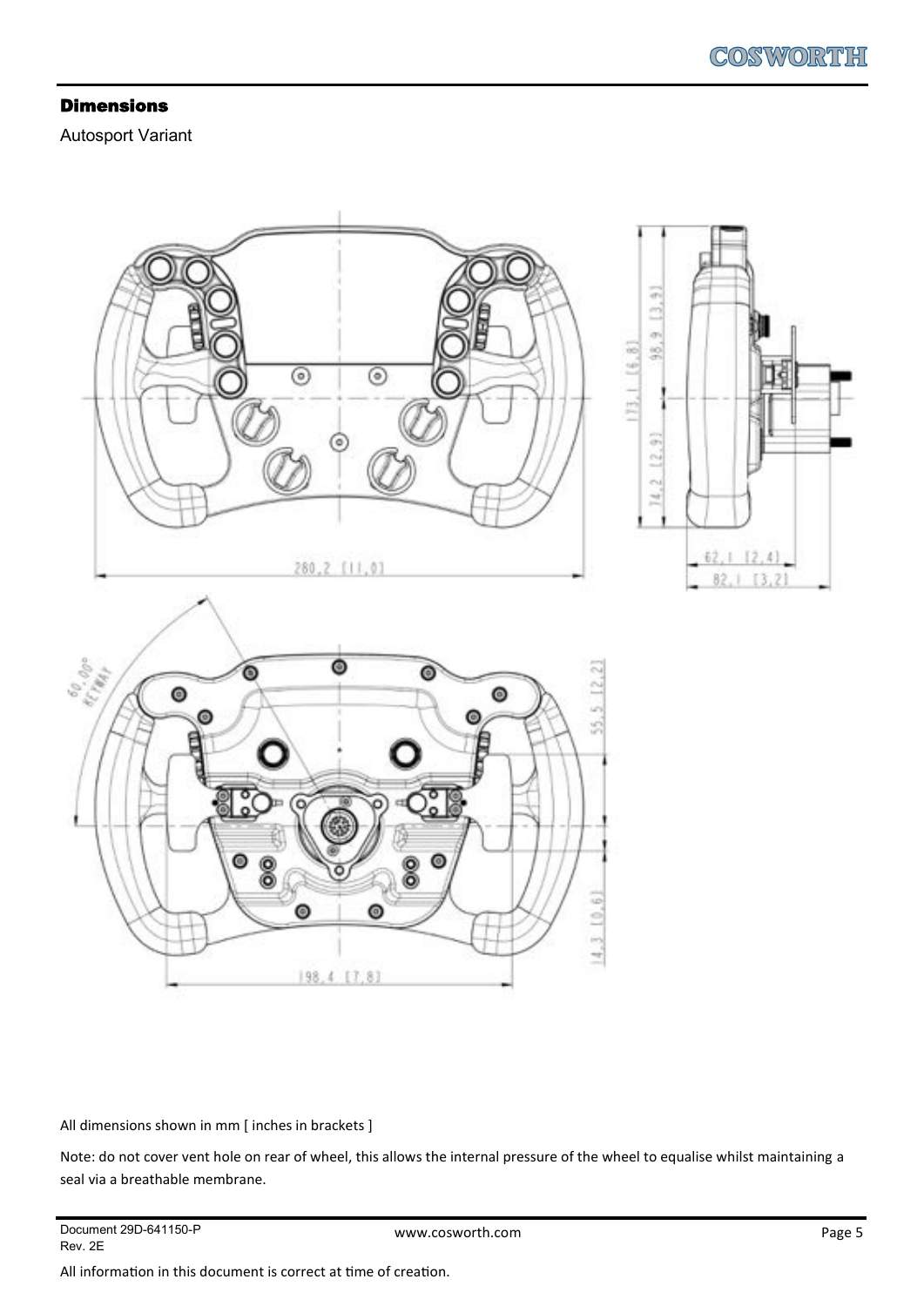## Dimensions

Autosport Variant

All dimensions shown in mm [ inches in brackets ]

Note: do not cover vent hole on rear of wheel, this allows the internal pressure of the wheel to equalise whilst maintaining a seal via a breathable membrane.

Document 29D-641150-P
Rev. 2E

All information in this document is correct at time of creation.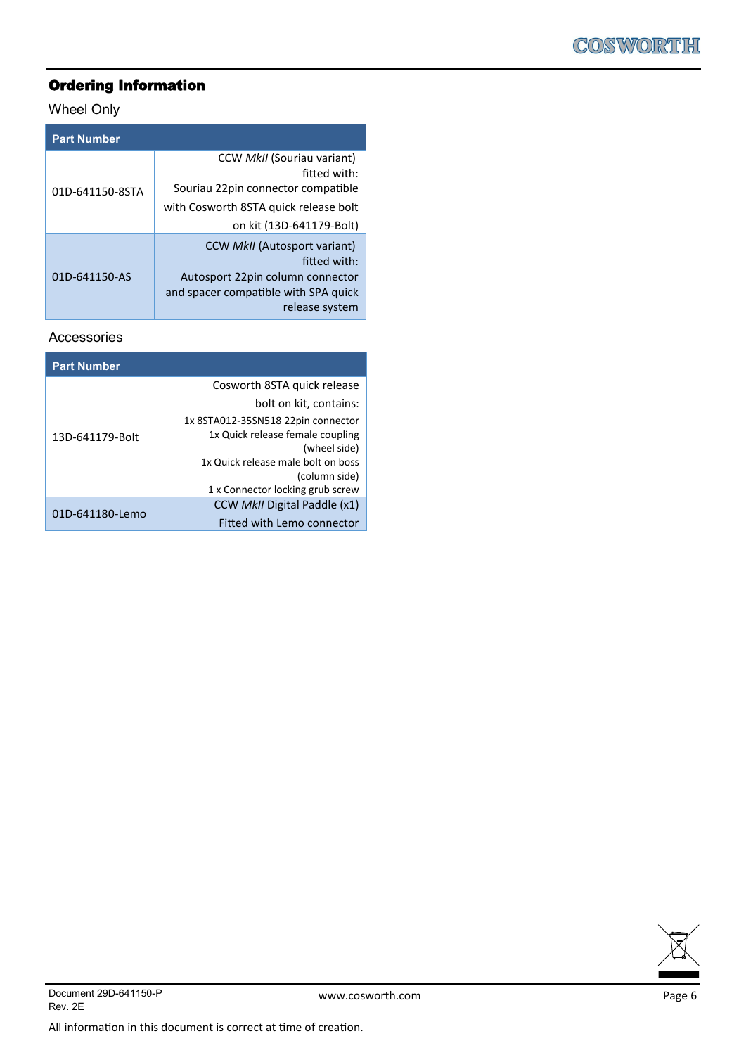## Ordering Information

### Wheel Only

| Part Number | |
|---|---|
| 01D-641150-8STA | CCW *MkII* (Souriau variant) fitted with: Souriau 22pin connector compatible with Cosworth 8STA quick release bolt on kit (13D-641179-Bolt) |
| 01D-641150-AS | CCW *MkII* (Autosport variant) fitted with: Autosport 22pin column connector and spacer compatible with SPA quick release system |

### Accessories

| Part Number | |
|---|---|
| 13D-641179-Bolt | Cosworth 8STA quick release bolt on kit, contains: 1x 8STA012-35SN518 22pin connector 1x Quick release female coupling (wheel side) 1x Quick release male bolt on boss (column side) 1 x Connector locking grub screw |
| 01D-641180-Lemo | CCW *MkII* Digital Paddle (x1) Fitted with Lemo connector |

Document 29D-641150-P
Rev. 2E

www.cosworth.com

All information in this document is correct at time of creation.